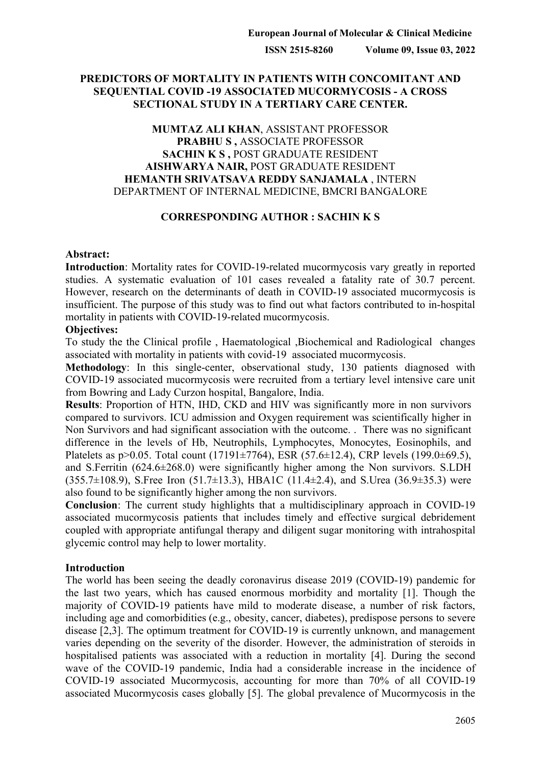# PREDICTORS OF MORTALITY IN PATIENTS WITH CONCOMITANT AND SEQUENTIAL COVID -19 ASSOCIATED MUCORMYCOSIS - A CROSS SECTIONAL STUDY IN A TERTIARY CARE CENTER.

**MUMTAZ ALI KHAN**, ASSISTANT PROFESSOR
**PRABHU S ,** ASSOCIATE PROFESSOR
**SACHIN K S ,** POST GRADUATE RESIDENT
**AISHWARYA NAIR,** POST GRADUATE RESIDENT
**HEMANTH SRIVATSAVA REDDY SANJAMALA** , INTERN
DEPARTMENT OF INTERNAL MEDICINE, BMCRI BANGALORE

**CORRESPONDING AUTHOR : SACHIN K S**

**Abstract:**

**Introduction**: Mortality rates for COVID-19-related mucormycosis vary greatly in reported studies. A systematic evaluation of 101 cases revealed a fatality rate of 30.7 percent. However, research on the determinants of death in COVID-19 associated mucormycosis is insufficient. The purpose of this study was to find out what factors contributed to in-hospital mortality in patients with COVID-19-related mucormycosis.

**Objectives:**

To study the the Clinical profile , Haematological ,Biochemical and Radiological changes associated with mortality in patients with covid-19 associated mucormycosis.

**Methodology**: In this single-center, observational study, 130 patients diagnosed with COVID-19 associated mucormycosis were recruited from a tertiary level intensive care unit from Bowring and Lady Curzon hospital, Bangalore, India.

**Results**: Proportion of HTN, IHD, CKD and HIV was significantly more in non survivors compared to survivors. ICU admission and Oxygen requirement was scientifically higher in Non Survivors and had significant association with the outcome. . There was no significant difference in the levels of Hb, Neutrophils, Lymphocytes, Monocytes, Eosinophils, and Platelets as p>0.05. Total count (17191±7764), ESR (57.6±12.4), CRP levels (199.0±69.5), and S.Ferritin (624.6±268.0) were significantly higher among the Non survivors. S.LDH (355.7±108.9), S.Free Iron (51.7±13.3), HBA1C (11.4±2.4), and S.Urea (36.9±35.3) were also found to be significantly higher among the non survivors.

**Conclusion**: The current study highlights that a multidisciplinary approach in COVID-19 associated mucormycosis patients that includes timely and effective surgical debridement coupled with appropriate antifungal therapy and diligent sugar monitoring with intrahospital glycemic control may help to lower mortality.

## Introduction

The world has been seeing the deadly coronavirus disease 2019 (COVID-19) pandemic for the last two years, which has caused enormous morbidity and mortality [1]. Though the majority of COVID-19 patients have mild to moderate disease, a number of risk factors, including age and comorbidities (e.g., obesity, cancer, diabetes), predispose persons to severe disease [2,3]. The optimum treatment for COVID-19 is currently unknown, and management varies depending on the severity of the disorder. However, the administration of steroids in hospitalised patients was associated with a reduction in mortality [4]. During the second wave of the COVID-19 pandemic, India had a considerable increase in the incidence of COVID-19 associated Mucormycosis, accounting for more than 70% of all COVID-19 associated Mucormycosis cases globally [5]. The global prevalence of Mucormycosis in the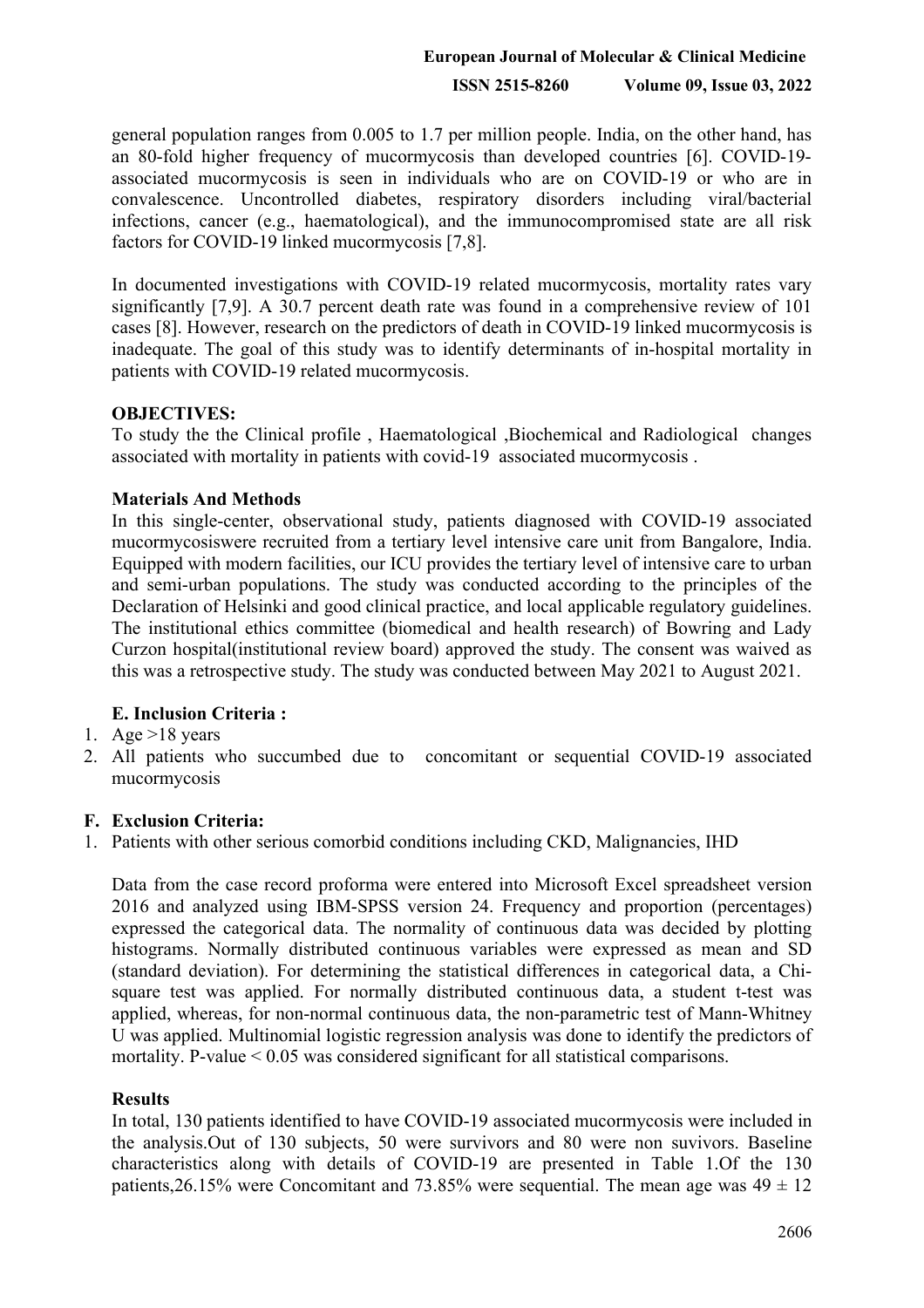general population ranges from 0.005 to 1.7 per million people. India, on the other hand, has an 80-fold higher frequency of mucormycosis than developed countries [6]. COVID-19-associated mucormycosis is seen in individuals who are on COVID-19 or who are in convalescence. Uncontrolled diabetes, respiratory disorders including viral/bacterial infections, cancer (e.g., haematological), and the immunocompromised state are all risk factors for COVID-19 linked mucormycosis [7,8].

In documented investigations with COVID-19 related mucormycosis, mortality rates vary significantly [7,9]. A 30.7 percent death rate was found in a comprehensive review of 101 cases [8]. However, research on the predictors of death in COVID-19 linked mucormycosis is inadequate. The goal of this study was to identify determinants of in-hospital mortality in patients with COVID-19 related mucormycosis.

**OBJECTIVES:**

To study the the Clinical profile , Haematological ,Biochemical and Radiological changes associated with mortality in patients with covid-19 associated mucormycosis .

**Materials And Methods**

In this single-center, observational study, patients diagnosed with COVID-19 associated mucormycosiswere recruited from a tertiary level intensive care unit from Bangalore, India. Equipped with modern facilities, our ICU provides the tertiary level of intensive care to urban and semi-urban populations. The study was conducted according to the principles of the Declaration of Helsinki and good clinical practice, and local applicable regulatory guidelines. The institutional ethics committee (biomedical and health research) of Bowring and Lady Curzon hospital(institutional review board) approved the study. The consent was waived as this was a retrospective study. The study was conducted between May 2021 to August 2021.

**E. Inclusion Criteria :**

1. Age >18 years
2. All patients who succumbed due to concomitant or sequential COVID-19 associated mucormycosis

**F. Exclusion Criteria:**

1. Patients with other serious comorbid conditions including CKD, Malignancies, IHD

Data from the case record proforma were entered into Microsoft Excel spreadsheet version 2016 and analyzed using IBM-SPSS version 24. Frequency and proportion (percentages) expressed the categorical data. The normality of continuous data was decided by plotting histograms. Normally distributed continuous variables were expressed as mean and SD (standard deviation). For determining the statistical differences in categorical data, a Chi-square test was applied. For normally distributed continuous data, a student t-test was applied, whereas, for non-normal continuous data, the non-parametric test of Mann-Whitney U was applied. Multinomial logistic regression analysis was done to identify the predictors of mortality. P-value < 0.05 was considered significant for all statistical comparisons.

**Results**

In total, 130 patients identified to have COVID-19 associated mucormycosis were included in the analysis.Out of 130 subjects, 50 were survivors and 80 were non suvivors. Baseline characteristics along with details of COVID-19 are presented in Table 1.Of the 130 patients,26.15% were Concomitant and 73.85% were sequential. The mean age was 49 ± 12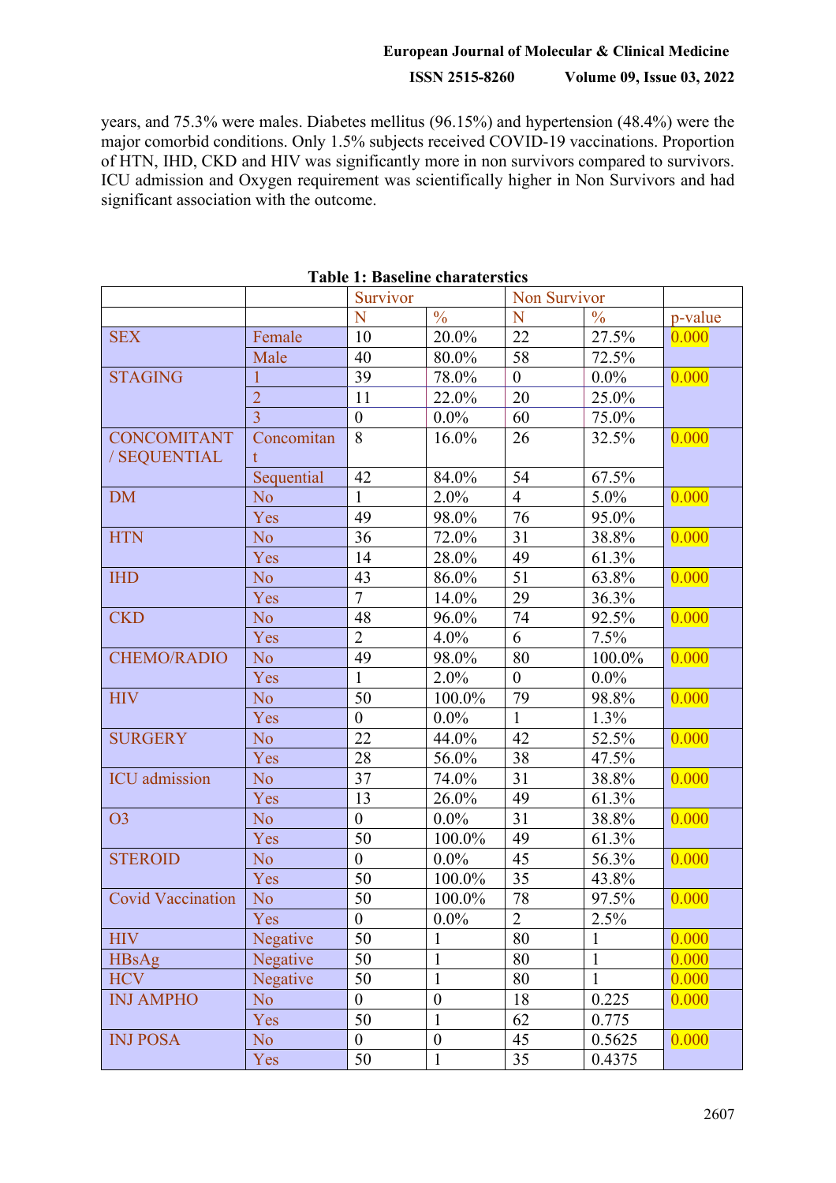years, and 75.3% were males. Diabetes mellitus (96.15%) and hypertension (48.4%) were the major comorbid conditions. Only 1.5% subjects received COVID-19 vaccinations. Proportion of HTN, IHD, CKD and HIV was significantly more in non survivors compared to survivors. ICU admission and Oxygen requirement was scientifically higher in Non Survivors and had significant association with the outcome.

**Table 1: Baseline charaterstics**

| | | Survivor | | Non Survivor | | |
|---|---|---|---|---|---|---|
| | | N | % | N | % | p-value |
| SEX | Female | 10 | 20.0% | 22 | 27.5% | 0.000 |
| | Male | 40 | 80.0% | 58 | 72.5% | |
| STAGING | 1 | 39 | 78.0% | 0 | 0.0% | 0.000 |
| | 2 | 11 | 22.0% | 20 | 25.0% | |
| | 3 | 0 | 0.0% | 60 | 75.0% | |
| CONCOMITANT / SEQUENTIAL | Concomitant | 8 | 16.0% | 26 | 32.5% | 0.000 |
| | Sequential | 42 | 84.0% | 54 | 67.5% | |
| DM | No | 1 | 2.0% | 4 | 5.0% | 0.000 |
| | Yes | 49 | 98.0% | 76 | 95.0% | |
| HTN | No | 36 | 72.0% | 31 | 38.8% | 0.000 |
| | Yes | 14 | 28.0% | 49 | 61.3% | |
| IHD | No | 43 | 86.0% | 51 | 63.8% | 0.000 |
| | Yes | 7 | 14.0% | 29 | 36.3% | |
| CKD | No | 48 | 96.0% | 74 | 92.5% | 0.000 |
| | Yes | 2 | 4.0% | 6 | 7.5% | |
| CHEMO/RADIO | No | 49 | 98.0% | 80 | 100.0% | 0.000 |
| | Yes | 1 | 2.0% | 0 | 0.0% | |
| HIV | No | 50 | 100.0% | 79 | 98.8% | 0.000 |
| | Yes | 0 | 0.0% | 1 | 1.3% | |
| SURGERY | No | 22 | 44.0% | 42 | 52.5% | 0.000 |
| | Yes | 28 | 56.0% | 38 | 47.5% | |
| ICU admission | No | 37 | 74.0% | 31 | 38.8% | 0.000 |
| | Yes | 13 | 26.0% | 49 | 61.3% | |
| O3 | No | 0 | 0.0% | 31 | 38.8% | 0.000 |
| | Yes | 50 | 100.0% | 49 | 61.3% | |
| STEROID | No | 0 | 0.0% | 45 | 56.3% | 0.000 |
| | Yes | 50 | 100.0% | 35 | 43.8% | |
| Covid Vaccination | No | 50 | 100.0% | 78 | 97.5% | 0.000 |
| | Yes | 0 | 0.0% | 2 | 2.5% | |
| HIV | Negative | 50 | 1 | 80 | 1 | 0.000 |
| HBsAg | Negative | 50 | 1 | 80 | 1 | 0.000 |
| HCV | Negative | 50 | 1 | 80 | 1 | 0.000 |
| INJ AMPHO | No | 0 | 0 | 18 | 0.225 | 0.000 |
| | Yes | 50 | 1 | 62 | 0.775 | |
| INJ POSA | No | 0 | 0 | 45 | 0.5625 | 0.000 |
| | Yes | 50 | 1 | 35 | 0.4375 | |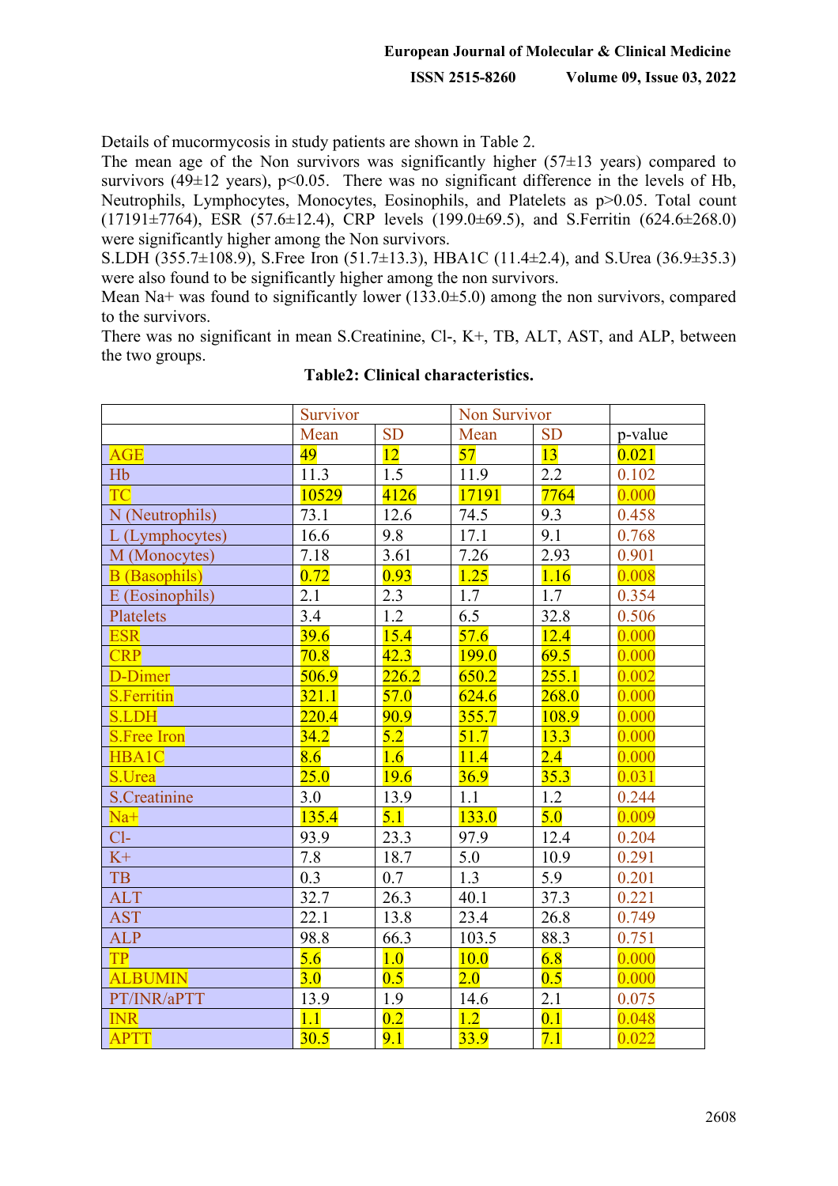Details of mucormycosis in study patients are shown in Table 2.

The mean age of the Non survivors was significantly higher (57±13 years) compared to survivors (49±12 years), $p<0.05$. There was no significant difference in the levels of Hb, Neutrophils, Lymphocytes, Monocytes, Eosinophils, and Platelets as $p>0.05$. Total count (17191±7764), ESR (57.6±12.4), CRP levels (199.0±69.5), and S.Ferritin (624.6±268.0) were significantly higher among the Non survivors.

S.LDH (355.7±108.9), S.Free Iron (51.7±13.3), HBA1C (11.4±2.4), and S.Urea (36.9±35.3) were also found to be significantly higher among the non survivors.

Mean Na+ was found to significantly lower (133.0±5.0) among the non survivors, compared to the survivors.

There was no significant in mean S.Creatinine, Cl-, K+, TB, ALT, AST, and ALP, between the two groups.

**Table2: Clinical characteristics.**

| | Survivor | | Non Survivor | | |
|---|---|---|---|---|---|
| | Mean | SD | Mean | SD | p-value |
| AGE | 49 | 12 | 57 | 13 | 0.021 |
| Hb | 11.3 | 1.5 | 11.9 | 2.2 | 0.102 |
| TC | 10529 | 4126 | 17191 | 7764 | 0.000 |
| N (Neutrophils) | 73.1 | 12.6 | 74.5 | 9.3 | 0.458 |
| L (Lymphocytes) | 16.6 | 9.8 | 17.1 | 9.1 | 0.768 |
| M (Monocytes) | 7.18 | 3.61 | 7.26 | 2.93 | 0.901 |
| B (Basophils) | 0.72 | 0.93 | 1.25 | 1.16 | 0.008 |
| E (Eosinophils) | 2.1 | 2.3 | 1.7 | 1.7 | 0.354 |
| Platelets | 3.4 | 1.2 | 6.5 | 32.8 | 0.506 |
| ESR | 39.6 | 15.4 | 57.6 | 12.4 | 0.000 |
| CRP | 70.8 | 42.3 | 199.0 | 69.5 | 0.000 |
| D-Dimer | 506.9 | 226.2 | 650.2 | 255.1 | 0.002 |
| S.Ferritin | 321.1 | 57.0 | 624.6 | 268.0 | 0.000 |
| S.LDH | 220.4 | 90.9 | 355.7 | 108.9 | 0.000 |
| S.Free Iron | 34.2 | 5.2 | 51.7 | 13.3 | 0.000 |
| HBA1C | 8.6 | 1.6 | 11.4 | 2.4 | 0.000 |
| S.Urea | 25.0 | 19.6 | 36.9 | 35.3 | 0.031 |
| S.Creatinine | 3.0 | 13.9 | 1.1 | 1.2 | 0.244 |
| Na+ | 135.4 | 5.1 | 133.0 | 5.0 | 0.009 |
| Cl- | 93.9 | 23.3 | 97.9 | 12.4 | 0.204 |
| K+ | 7.8 | 18.7 | 5.0 | 10.9 | 0.291 |
| TB | 0.3 | 0.7 | 1.3 | 5.9 | 0.201 |
| ALT | 32.7 | 26.3 | 40.1 | 37.3 | 0.221 |
| AST | 22.1 | 13.8 | 23.4 | 26.8 | 0.749 |
| ALP | 98.8 | 66.3 | 103.5 | 88.3 | 0.751 |
| TP | 5.6 | 1.0 | 10.0 | 6.8 | 0.000 |
| ALBUMIN | 3.0 | 0.5 | 2.0 | 0.5 | 0.000 |
| PT/INR/aPTT | 13.9 | 1.9 | 14.6 | 2.1 | 0.075 |
| INR | 1.1 | 0.2 | 1.2 | 0.1 | 0.048 |
| APTT | 30.5 | 9.1 | 33.9 | 7.1 | 0.022 |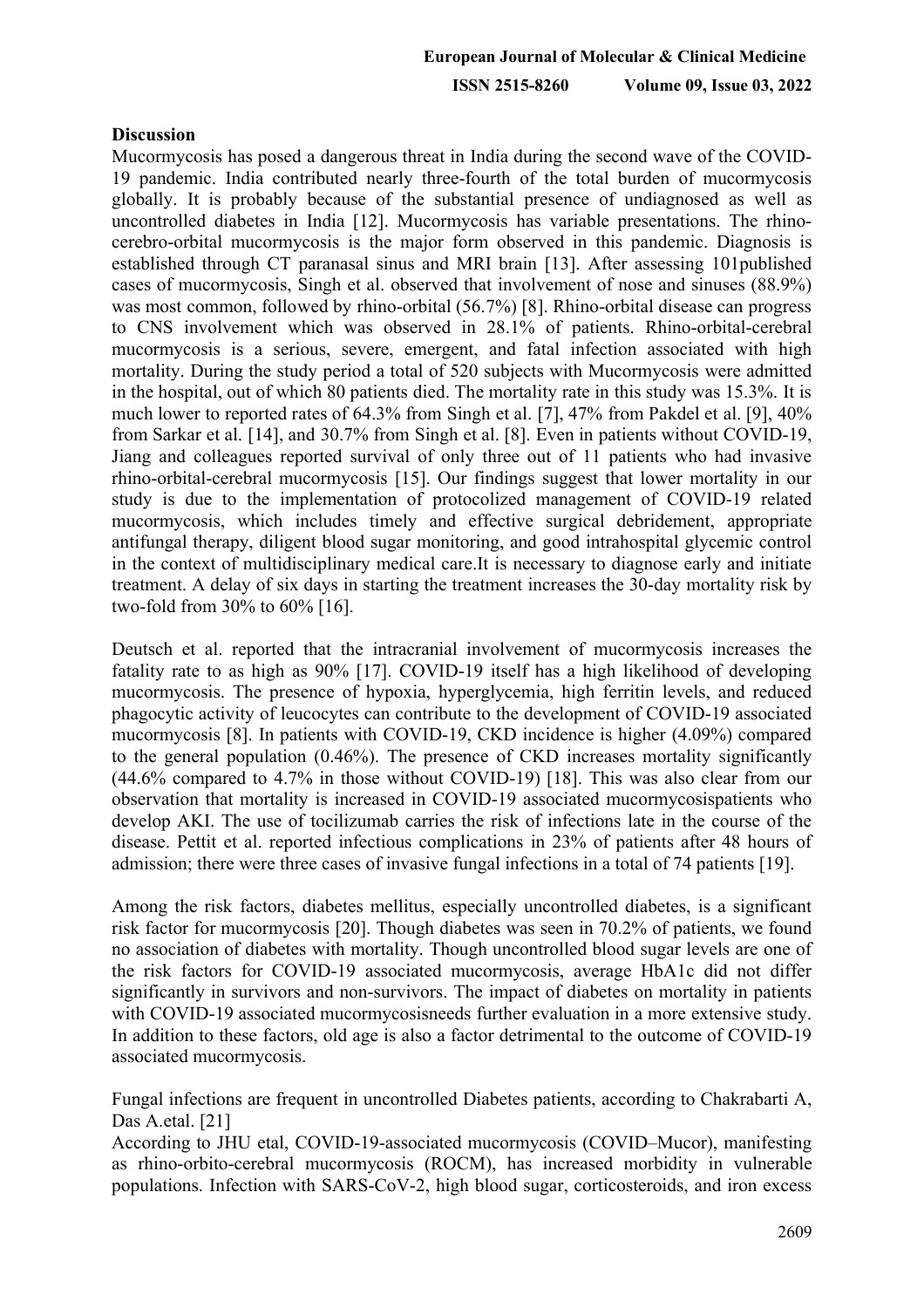## Discussion

Mucormycosis has posed a dangerous threat in India during the second wave of the COVID-19 pandemic. India contributed nearly three-fourth of the total burden of mucormycosis globally. It is probably because of the substantial presence of undiagnosed as well as uncontrolled diabetes in India [12]. Mucormycosis has variable presentations. The rhino-cerebro-orbital mucormycosis is the major form observed in this pandemic. Diagnosis is established through CT paranasal sinus and MRI brain [13]. After assessing 101published cases of mucormycosis, Singh et al. observed that involvement of nose and sinuses (88.9%) was most common, followed by rhino-orbital (56.7%) [8]. Rhino-orbital disease can progress to CNS involvement which was observed in 28.1% of patients. Rhino-orbital-cerebral mucormycosis is a serious, severe, emergent, and fatal infection associated with high mortality. During the study period a total of 520 subjects with Mucormycosis were admitted in the hospital, out of which 80 patients died. The mortality rate in this study was 15.3%. It is much lower to reported rates of 64.3% from Singh et al. [7], 47% from Pakdel et al. [9], 40% from Sarkar et al. [14], and 30.7% from Singh et al. [8]. Even in patients without COVID-19, Jiang and colleagues reported survival of only three out of 11 patients who had invasive rhino-orbital-cerebral mucormycosis [15]. Our findings suggest that lower mortality in our study is due to the implementation of protocolized management of COVID-19 related mucormycosis, which includes timely and effective surgical debridement, appropriate antifungal therapy, diligent blood sugar monitoring, and good intrahospital glycemic control in the context of multidisciplinary medical care.It is necessary to diagnose early and initiate treatment. A delay of six days in starting the treatment increases the 30-day mortality risk by two-fold from 30% to 60% [16].

Deutsch et al. reported that the intracranial involvement of mucormycosis increases the fatality rate to as high as 90% [17]. COVID-19 itself has a high likelihood of developing mucormycosis. The presence of hypoxia, hyperglycemia, high ferritin levels, and reduced phagocytic activity of leucocytes can contribute to the development of COVID-19 associated mucormycosis [8]. In patients with COVID-19, CKD incidence is higher (4.09%) compared to the general population (0.46%). The presence of CKD increases mortality significantly (44.6% compared to 4.7% in those without COVID-19) [18]. This was also clear from our observation that mortality is increased in COVID-19 associated mucormycosispatients who develop AKI. The use of tocilizumab carries the risk of infections late in the course of the disease. Pettit et al. reported infectious complications in 23% of patients after 48 hours of admission; there were three cases of invasive fungal infections in a total of 74 patients [19].

Among the risk factors, diabetes mellitus, especially uncontrolled diabetes, is a significant risk factor for mucormycosis [20]. Though diabetes was seen in 70.2% of patients, we found no association of diabetes with mortality. Though uncontrolled blood sugar levels are one of the risk factors for COVID-19 associated mucormycosis, average HbA1c did not differ significantly in survivors and non-survivors. The impact of diabetes on mortality in patients with COVID-19 associated mucormycosisneeds further evaluation in a more extensive study. In addition to these factors, old age is also a factor detrimental to the outcome of COVID-19 associated mucormycosis.

Fungal infections are frequent in uncontrolled Diabetes patients, according to Chakrabarti A, Das A.etal. [21]

According to JHU etal, COVID-19-associated mucormycosis (COVID–Mucor), manifesting as rhino-orbito-cerebral mucormycosis (ROCM), has increased morbidity in vulnerable populations. Infection with SARS-CoV-2, high blood sugar, corticosteroids, and iron excess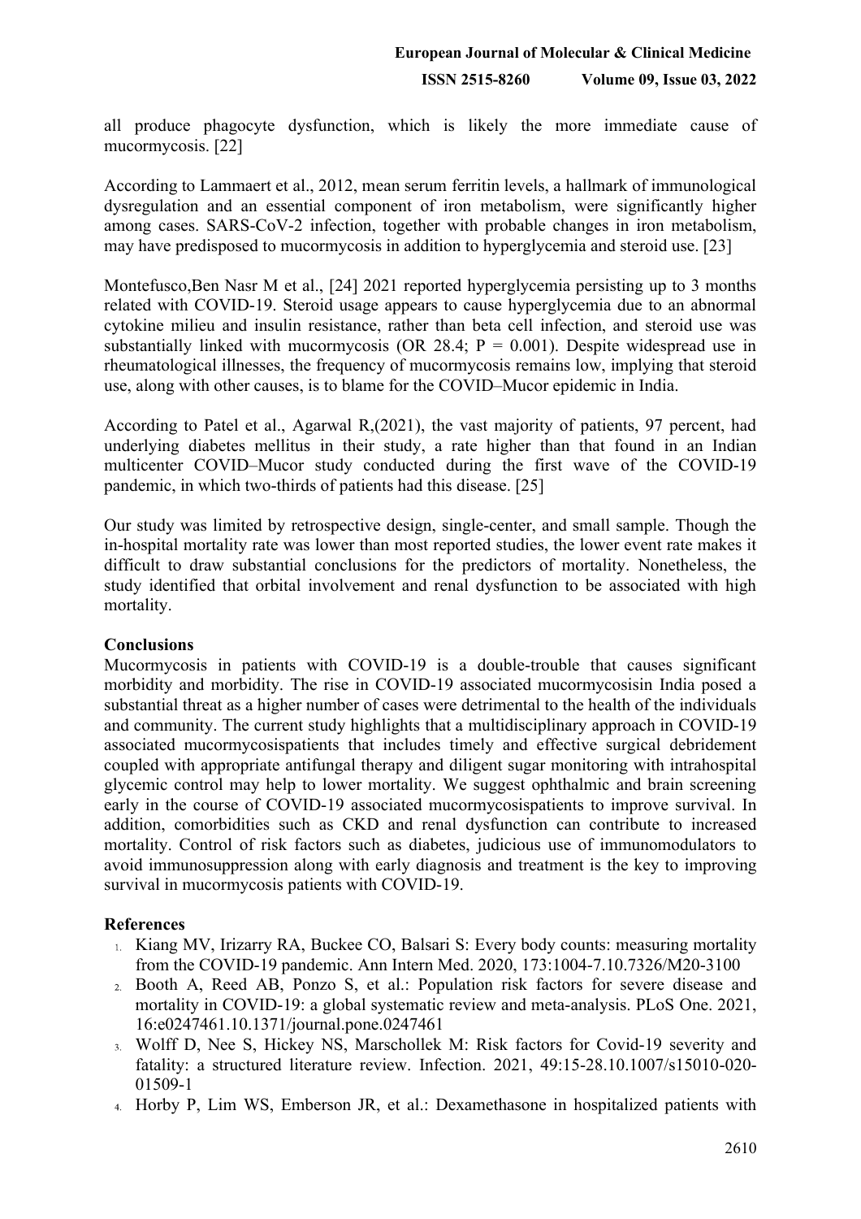all produce phagocyte dysfunction, which is likely the more immediate cause of mucormycosis. [22]

According to Lammaert et al., 2012, mean serum ferritin levels, a hallmark of immunological dysregulation and an essential component of iron metabolism, were significantly higher among cases. SARS-CoV-2 infection, together with probable changes in iron metabolism, may have predisposed to mucormycosis in addition to hyperglycemia and steroid use. [23]

Montefusco,Ben Nasr M et al., [24] 2021 reported hyperglycemia persisting up to 3 months related with COVID-19. Steroid usage appears to cause hyperglycemia due to an abnormal cytokine milieu and insulin resistance, rather than beta cell infection, and steroid use was substantially linked with mucormycosis (OR 28.4; P = 0.001). Despite widespread use in rheumatological illnesses, the frequency of mucormycosis remains low, implying that steroid use, along with other causes, is to blame for the COVID–Mucor epidemic in India.

According to Patel et al., Agarwal R,(2021), the vast majority of patients, 97 percent, had underlying diabetes mellitus in their study, a rate higher than that found in an Indian multicenter COVID–Mucor study conducted during the first wave of the COVID-19 pandemic, in which two-thirds of patients had this disease. [25]

Our study was limited by retrospective design, single-center, and small sample. Though the in-hospital mortality rate was lower than most reported studies, the lower event rate makes it difficult to draw substantial conclusions for the predictors of mortality. Nonetheless, the study identified that orbital involvement and renal dysfunction to be associated with high mortality.

## Conclusions

Mucormycosis in patients with COVID-19 is a double-trouble that causes significant morbidity and morbidity. The rise in COVID-19 associated mucormycosisin India posed a substantial threat as a higher number of cases were detrimental to the health of the individuals and community. The current study highlights that a multidisciplinary approach in COVID-19 associated mucormycosispatients that includes timely and effective surgical debridement coupled with appropriate antifungal therapy and diligent sugar monitoring with intrahospital glycemic control may help to lower mortality. We suggest ophthalmic and brain screening early in the course of COVID-19 associated mucormycosispatients to improve survival. In addition, comorbidities such as CKD and renal dysfunction can contribute to increased mortality. Control of risk factors such as diabetes, judicious use of immunomodulators to avoid immunosuppression along with early diagnosis and treatment is the key to improving survival in mucormycosis patients with COVID-19.

## References

1. Kiang MV, Irizarry RA, Buckee CO, Balsari S: Every body counts: measuring mortality from the COVID-19 pandemic. Ann Intern Med. 2020, 173:1004-7.10.7326/M20-3100
2. Booth A, Reed AB, Ponzo S, et al.: Population risk factors for severe disease and mortality in COVID-19: a global systematic review and meta-analysis. PLoS One. 2021, 16:e0247461.10.1371/journal.pone.0247461
3. Wolff D, Nee S, Hickey NS, Marschollek M: Risk factors for Covid-19 severity and fatality: a structured literature review. Infection. 2021, 49:15-28.10.1007/s15010-020-01509-1
4. Horby P, Lim WS, Emberson JR, et al.: Dexamethasone in hospitalized patients with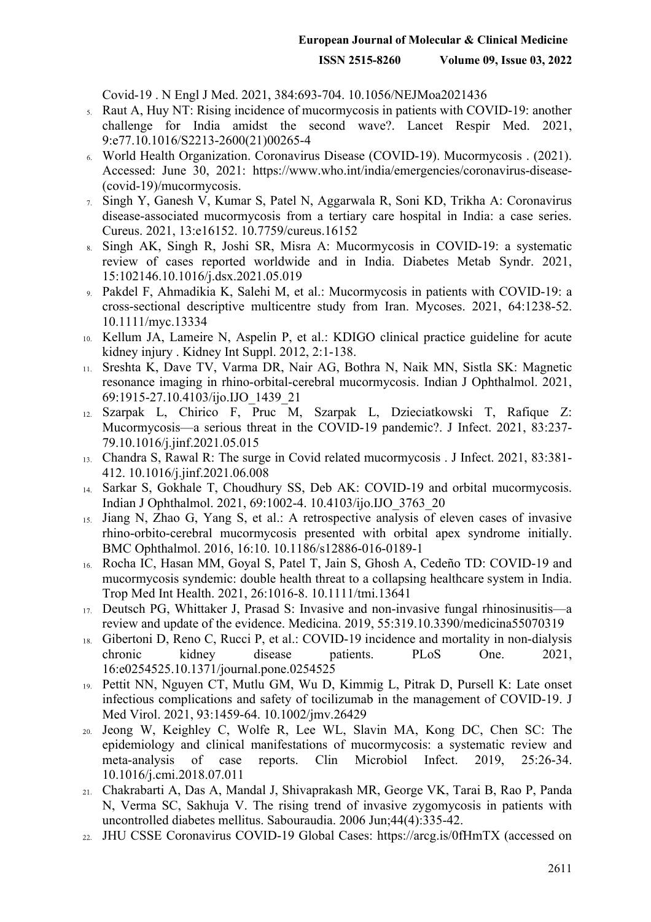Covid-19 . N Engl J Med. 2021, 384:693-704. 10.1056/NEJMoa2021436

5. Raut A, Huy NT: Rising incidence of mucormycosis in patients with COVID-19: another challenge for India amidst the second wave?. Lancet Respir Med. 2021, 9:e77.10.1016/S2213-2600(21)00265-4
6. World Health Organization. Coronavirus Disease (COVID-19). Mucormycosis . (2021). Accessed: June 30, 2021: https://www.who.int/india/emergencies/coronavirus-disease-(covid-19)/mucormycosis.
7. Singh Y, Ganesh V, Kumar S, Patel N, Aggarwala R, Soni KD, Trikha A: Coronavirus disease-associated mucormycosis from a tertiary care hospital in India: a case series. Cureus. 2021, 13:e16152. 10.7759/cureus.16152
8. Singh AK, Singh R, Joshi SR, Misra A: Mucormycosis in COVID-19: a systematic review of cases reported worldwide and in India. Diabetes Metab Syndr. 2021, 15:102146.10.1016/j.dsx.2021.05.019
9. Pakdel F, Ahmadikia K, Salehi M, et al.: Mucormycosis in patients with COVID-19: a cross-sectional descriptive multicentre study from Iran. Mycoses. 2021, 64:1238-52. 10.1111/myc.13334
10. Kellum JA, Lameire N, Aspelin P, et al.: KDIGO clinical practice guideline for acute kidney injury . Kidney Int Suppl. 2012, 2:1-138.
11. Sreshta K, Dave TV, Varma DR, Nair AG, Bothra N, Naik MN, Sistla SK: Magnetic resonance imaging in rhino-orbital-cerebral mucormycosis. Indian J Ophthalmol. 2021, 69:1915-27.10.4103/ijo.IJO_1439_21
12. Szarpak L, Chirico F, Pruc M, Szarpak L, Dzieciatkowski T, Rafique Z: Mucormycosis—a serious threat in the COVID-19 pandemic?. J Infect. 2021, 83:237-79.10.1016/j.jinf.2021.05.015
13. Chandra S, Rawal R: The surge in Covid related mucormycosis . J Infect. 2021, 83:381-412. 10.1016/j.jinf.2021.06.008
14. Sarkar S, Gokhale T, Choudhury SS, Deb AK: COVID-19 and orbital mucormycosis. Indian J Ophthalmol. 2021, 69:1002-4. 10.4103/ijo.IJO_3763_20
15. Jiang N, Zhao G, Yang S, et al.: A retrospective analysis of eleven cases of invasive rhino-orbito-cerebral mucormycosis presented with orbital apex syndrome initially. BMC Ophthalmol. 2016, 16:10. 10.1186/s12886-016-0189-1
16. Rocha IC, Hasan MM, Goyal S, Patel T, Jain S, Ghosh A, Cedeño TD: COVID-19 and mucormycosis syndemic: double health threat to a collapsing healthcare system in India. Trop Med Int Health. 2021, 26:1016-8. 10.1111/tmi.13641
17. Deutsch PG, Whittaker J, Prasad S: Invasive and non-invasive fungal rhinosinusitis—a review and update of the evidence. Medicina. 2019, 55:319.10.3390/medicina55070319
18. Gibertoni D, Reno C, Rucci P, et al.: COVID-19 incidence and mortality in non-dialysis chronic kidney disease patients. PLoS One. 2021, 16:e0254525.10.1371/journal.pone.0254525
19. Pettit NN, Nguyen CT, Mutlu GM, Wu D, Kimmig L, Pitrak D, Pursell K: Late onset infectious complications and safety of tocilizumab in the management of COVID-19. J Med Virol. 2021, 93:1459-64. 10.1002/jmv.26429
20. Jeong W, Keighley C, Wolfe R, Lee WL, Slavin MA, Kong DC, Chen SC: The epidemiology and clinical manifestations of mucormycosis: a systematic review and meta-analysis of case reports. Clin Microbiol Infect. 2019, 25:26-34. 10.1016/j.cmi.2018.07.011
21. Chakrabarti A, Das A, Mandal J, Shivaprakash MR, George VK, Tarai B, Rao P, Panda N, Verma SC, Sakhuja V. The rising trend of invasive zygomycosis in patients with uncontrolled diabetes mellitus. Sabouraudia. 2006 Jun;44(4):335-42.
22. JHU CSSE Coronavirus COVID-19 Global Cases: https://arcg.is/0fHmTX (accessed on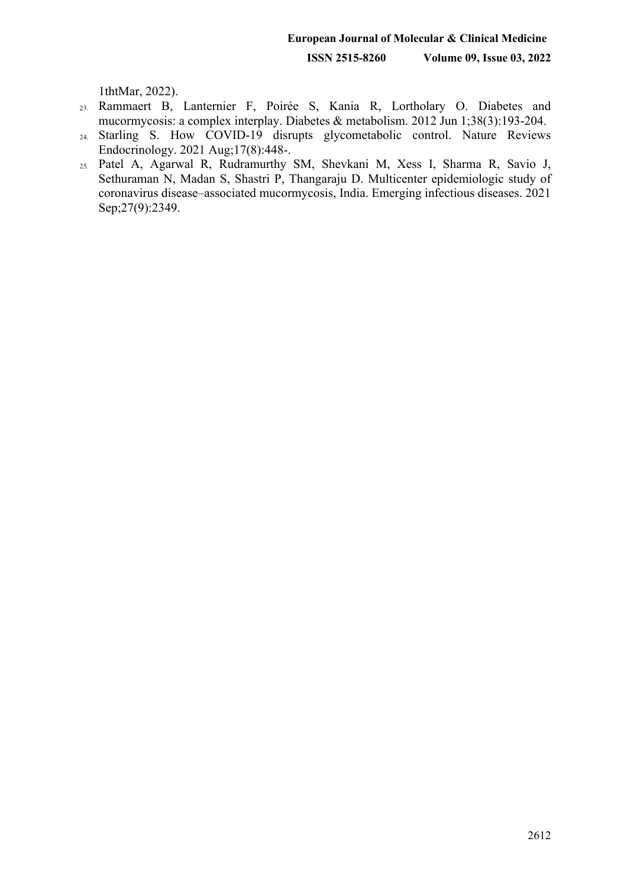1thtMar, 2022).

23. Rammaert B, Lanternier F, Poirée S, Kania R, Lortholary O. Diabetes and mucormycosis: a complex interplay. Diabetes & metabolism. 2012 Jun 1;38(3):193-204.
24. Starling S. How COVID-19 disrupts glycometabolic control. Nature Reviews Endocrinology. 2021 Aug;17(8):448-.
25. Patel A, Agarwal R, Rudramurthy SM, Shevkani M, Xess I, Sharma R, Savio J, Sethuraman N, Madan S, Shastri P, Thangaraju D. Multicenter epidemiologic study of coronavirus disease–associated mucormycosis, India. Emerging infectious diseases. 2021 Sep;27(9):2349.